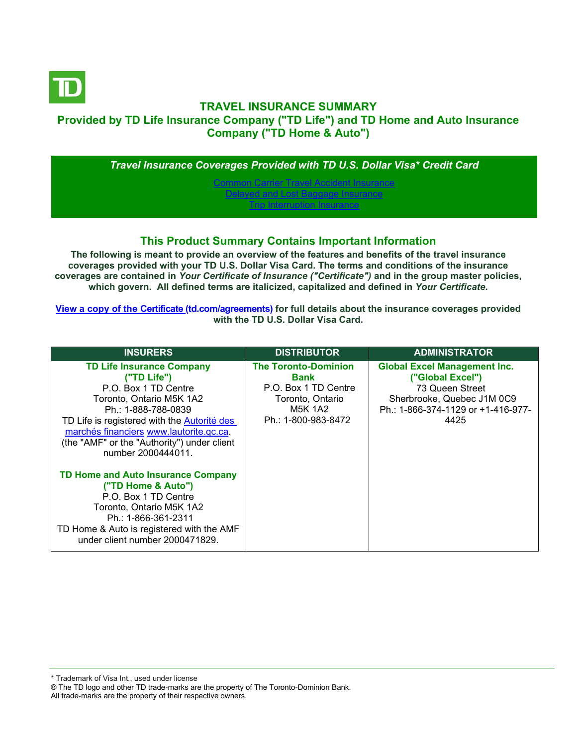# TRAVEL INSURANCE SUMMARY

## Provided by TD Life Insurance Company ("TD Life") and TD Home and Auto Insurance Company ("TD Home & Auto")

***Travel Insurance Coverages Provided with TD U.S. Dollar Visa* Credit Card***

[Common Carrier Travel Accident Insurance](#)
[Delayed and Lost Baggage Insurance](#)
[Trip Interruption Insurance](#)

## This Product Summary Contains Important Information

**The following is meant to provide an overview of the features and benefits of the travel insurance coverages provided with your TD U.S. Dollar Visa Card. The terms and conditions of the insurance coverages are contained in *Your Certificate of Insurance ("Certificate")* and in the group master policies, which govern. All defined terms are italicized, capitalized and defined in *Your Certificate*.**

**[View a copy of the Certificate (td.com/agreements)](#) for full details about the insurance coverages provided with the TD U.S. Dollar Visa Card.**

| INSURERS | DISTRIBUTOR | ADMINISTRATOR |
|---|---|---|
| **TD Life Insurance Company ("TD Life")**<br>P.O. Box 1 TD Centre<br>Toronto, Ontario M5K 1A2<br>Ph.: 1-888-788-0839<br>TD Life is registered with the Autorité des marchés financiers www.lautorite.qc.ca. (the "AMF" or the "Authority") under client number 2000444011.<br><br>**TD Home and Auto Insurance Company ("TD Home & Auto")**<br>P.O. Box 1 TD Centre<br>Toronto, Ontario M5K 1A2<br>Ph.: 1-866-361-2311<br>TD Home & Auto is registered with the AMF under client number 2000471829. | **The Toronto-Dominion Bank**<br>P.O. Box 1 TD Centre<br>Toronto, Ontario<br>M5K 1A2<br>Ph.: 1-800-983-8472 | **Global Excel Management Inc. ("Global Excel")**<br>73 Queen Street<br>Sherbrooke, Quebec J1M 0C9<br>Ph.: 1-866-374-1129 or +1-416-977-4425 |

* Trademark of Visa Int., used under license
® The TD logo and other TD trade-marks are the property of The Toronto-Dominion Bank.
All trade-marks are the property of their respective owners.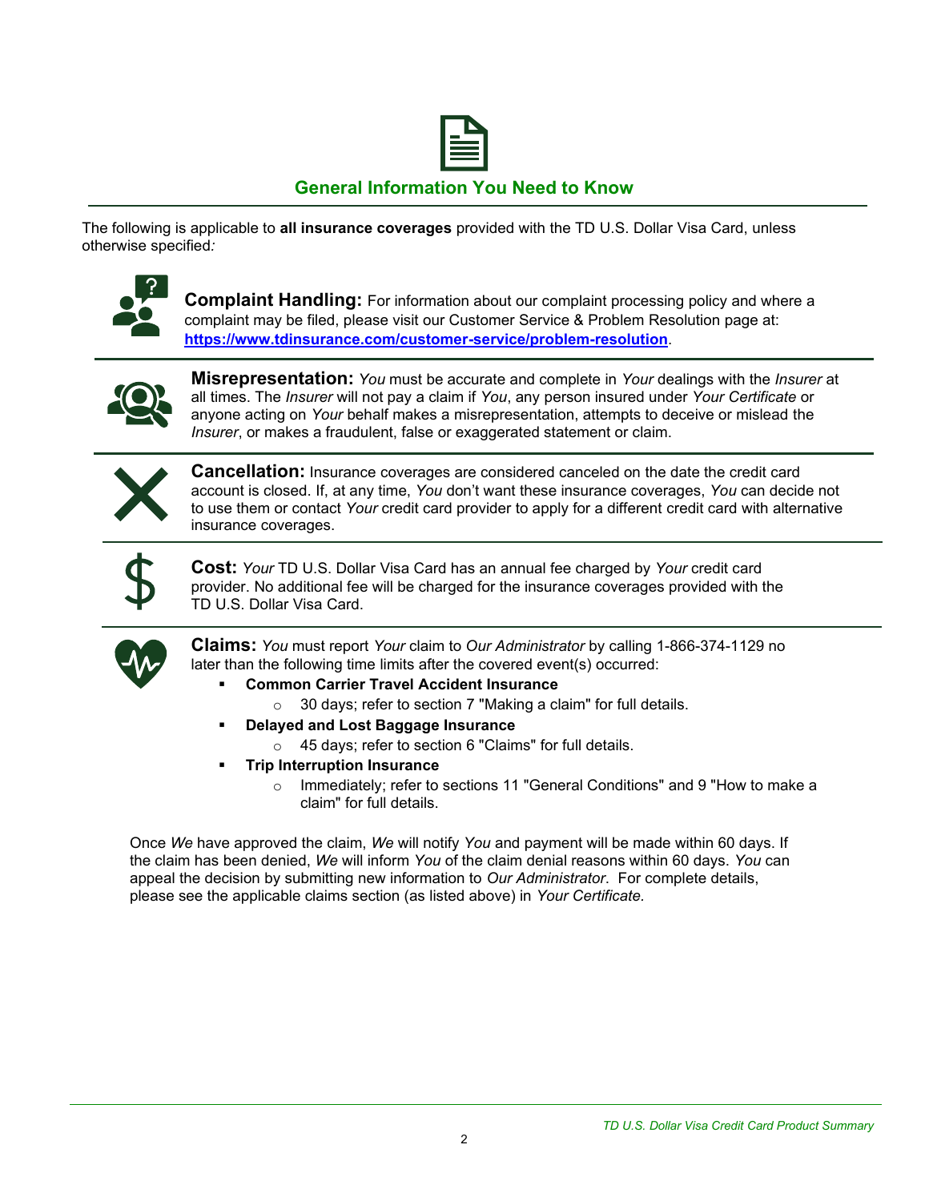## General Information You Need to Know

The following is applicable to **all insurance coverages** provided with the TD U.S. Dollar Visa Card, unless otherwise specified*:*

**Complaint Handling:** For information about our complaint processing policy and where a complaint may be filed, please visit our Customer Service & Problem Resolution page at: **https://www.tdinsurance.com/customer-service/problem-resolution**.

**Misrepresentation:** *You* must be accurate and complete in *Your* dealings with the *Insurer* at all times. The *Insurer* will not pay a claim if *You*, any person insured under *Your Certificate* or anyone acting on *Your* behalf makes a misrepresentation, attempts to deceive or mislead the *Insurer*, or makes a fraudulent, false or exaggerated statement or claim.

**Cancellation:** Insurance coverages are considered canceled on the date the credit card account is closed. If, at any time, *You* don't want these insurance coverages, *You* can decide not to use them or contact *Your* credit card provider to apply for a different credit card with alternative insurance coverages.

**Cost:** *Your* TD U.S. Dollar Visa Card has an annual fee charged by *Your* credit card provider. No additional fee will be charged for the insurance coverages provided with the TD U.S. Dollar Visa Card.

**Claims:** *You* must report *Your* claim to *Our Administrator* by calling 1-866-374-1129 no later than the following time limits after the covered event(s) occurred:

- **Common Carrier Travel Accident Insurance**
  - 30 days; refer to section 7 "Making a claim" for full details.
- **Delayed and Lost Baggage Insurance**
  - 45 days; refer to section 6 "Claims" for full details.
- **Trip Interruption Insurance**
  - Immediately; refer to sections 11 "General Conditions" and 9 "How to make a claim" for full details.

Once *We* have approved the claim, *We* will notify *You* and payment will be made within 60 days. If the claim has been denied, *We* will inform *You* of the claim denial reasons within 60 days. *You* can appeal the decision by submitting new information to *Our Administrator*. For complete details, please see the applicable claims section (as listed above) in *Your Certificate*.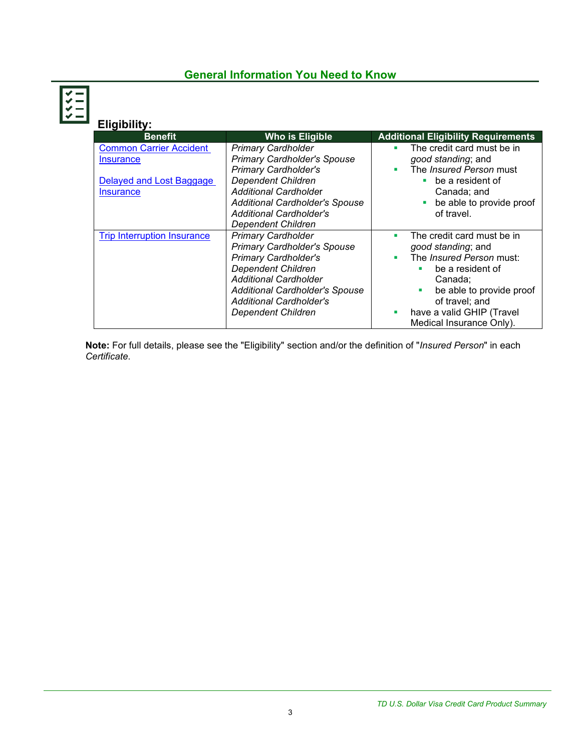## General Information You Need to Know

### Eligibility:

| Benefit | Who is Eligible | Additional Eligibility Requirements |
|---|---|---|
| Common Carrier Accident Insurance<br><br>Delayed and Lost Baggage Insurance | *Primary Cardholder*<br>*Primary Cardholder's Spouse*<br>*Primary Cardholder's Dependent Children*<br>*Additional Cardholder*<br>*Additional Cardholder's Spouse*<br>*Additional Cardholder's Dependent Children* | ▪ The credit card must be in *good standing*; and<br>▪ The *Insured Person* must<br>&nbsp;&nbsp;▪ be a resident of Canada; and<br>&nbsp;&nbsp;▪ be able to provide proof of travel. |
| Trip Interruption Insurance | *Primary Cardholder*<br>*Primary Cardholder's Spouse*<br>*Primary Cardholder's Dependent Children*<br>*Additional Cardholder*<br>*Additional Cardholder's Spouse*<br>*Additional Cardholder's Dependent Children* | ▪ The credit card must be in *good standing*; and<br>▪ The *Insured Person* must:<br>&nbsp;&nbsp;▪ be a resident of Canada;<br>&nbsp;&nbsp;▪ be able to provide proof of travel; and<br>▪ have a valid GHIP (Travel Medical Insurance Only). |

**Note:** For full details, please see the "Eligibility" section and/or the definition of "*Insured Person*" in each *Certificate*.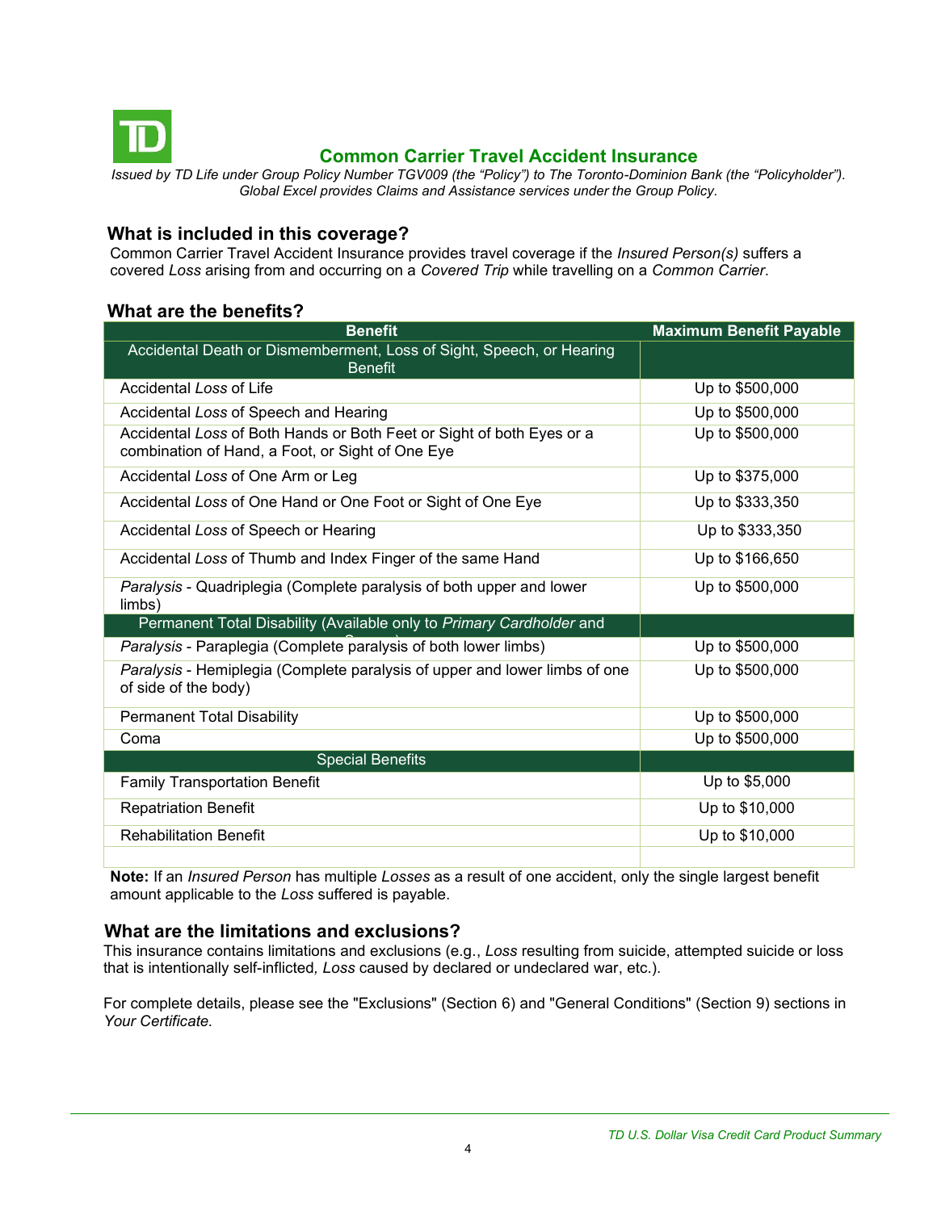## Common Carrier Travel Accident Insurance

*Issued by TD Life under Group Policy Number TGV009 (the "Policy") to The Toronto-Dominion Bank (the "Policyholder"). Global Excel provides Claims and Assistance services under the Group Policy.*

### What is included in this coverage?

Common Carrier Travel Accident Insurance provides travel coverage if the *Insured Person(s)* suffers a covered *Loss* arising from and occurring on a *Covered Trip* while travelling on a *Common Carrier*.

### What are the benefits?

| Benefit | Maximum Benefit Payable |
|---|---|
| Accidental Death or Dismemberment, Loss of Sight, Speech, or Hearing Benefit | |
| Accidental *Loss* of Life | Up to $500,000 |
| Accidental *Loss* of Speech and Hearing | Up to $500,000 |
| Accidental *Loss* of Both Hands or Both Feet or Sight of both Eyes or a combination of Hand, a Foot, or Sight of One Eye | Up to $500,000 |
| Accidental *Loss* of One Arm or Leg | Up to $375,000 |
| Accidental *Loss* of One Hand or One Foot or Sight of One Eye | Up to $333,350 |
| Accidental *Loss* of Speech or Hearing | Up to $333,350 |
| Accidental *Loss* of Thumb and Index Finger of the same Hand | Up to $166,650 |
| *Paralysis* - Quadriplegia (Complete paralysis of both upper and lower limbs) | Up to $500,000 |
| Permanent Total Disability (Available only to *Primary Cardholder* and Spouse) | |
| *Paralysis* - Paraplegia (Complete paralysis of both lower limbs) | Up to $500,000 |
| *Paralysis* - Hemiplegia (Complete paralysis of upper and lower limbs of one of side of the body) | Up to $500,000 |
| Permanent Total Disability | Up to $500,000 |
| Coma | Up to $500,000 |
| Special Benefits | |
| Family Transportation Benefit | Up to $5,000 |
| Repatriation Benefit | Up to $10,000 |
| Rehabilitation Benefit | Up to $10,000 |
| | |

**Note:** If an *Insured Person* has multiple *Losses* as a result of one accident, only the single largest benefit amount applicable to the *Loss* suffered is payable.

### What are the limitations and exclusions?

This insurance contains limitations and exclusions (e.g., *Loss* resulting from suicide, attempted suicide or loss that is intentionally self-inflicted, *Loss* caused by declared or undeclared war, etc.).

For complete details, please see the "Exclusions" (Section 6) and "General Conditions" (Section 9) sections in *Your Certificate.*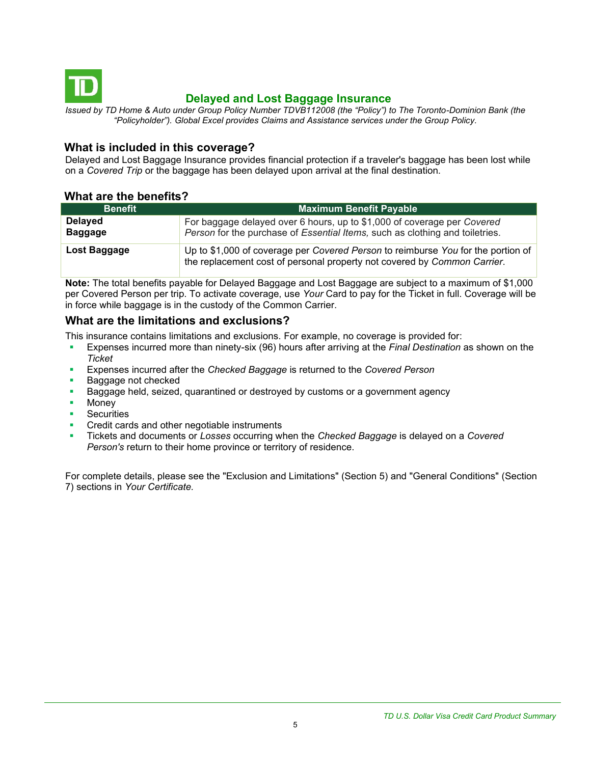## Delayed and Lost Baggage Insurance

*Issued by TD Home & Auto under Group Policy Number TDVB112008 (the "Policy") to The Toronto-Dominion Bank (the "Policyholder"). Global Excel provides Claims and Assistance services under the Group Policy.*

### What is included in this coverage?

Delayed and Lost Baggage Insurance provides financial protection if a traveler's baggage has been lost while on a *Covered Trip* or the baggage has been delayed upon arrival at the final destination.

### What are the benefits?

| Benefit | Maximum Benefit Payable |
|---|---|
| **Delayed Baggage** | For baggage delayed over 6 hours, up to $1,000 of coverage per *Covered Person* for the purchase of *Essential Items,* such as clothing and toiletries. |
| **Lost Baggage** | Up to $1,000 of coverage per *Covered Person* to reimburse *You* for the portion of the replacement cost of personal property not covered by *Common Carrier*. |

**Note:** The total benefits payable for Delayed Baggage and Lost Baggage are subject to a maximum of $1,000 per Covered Person per trip. To activate coverage, use *Your* Card to pay for the Ticket in full. Coverage will be in force while baggage is in the custody of the Common Carrier.

### What are the limitations and exclusions?

This insurance contains limitations and exclusions. For example, no coverage is provided for:

- Expenses incurred more than ninety-six (96) hours after arriving at the *Final Destination* as shown on the *Ticket*
- Expenses incurred after the *Checked Baggage* is returned to the *Covered Person*
- Baggage not checked
- Baggage held, seized, quarantined or destroyed by customs or a government agency
- Money
- Securities
- Credit cards and other negotiable instruments
- Tickets and documents or *Losses* occurring when the *Checked Baggage* is delayed on a *Covered Person's* return to their home province or territory of residence.

For complete details, please see the "Exclusion and Limitations" (Section 5) and "General Conditions" (Section 7) sections in *Your Certificate.*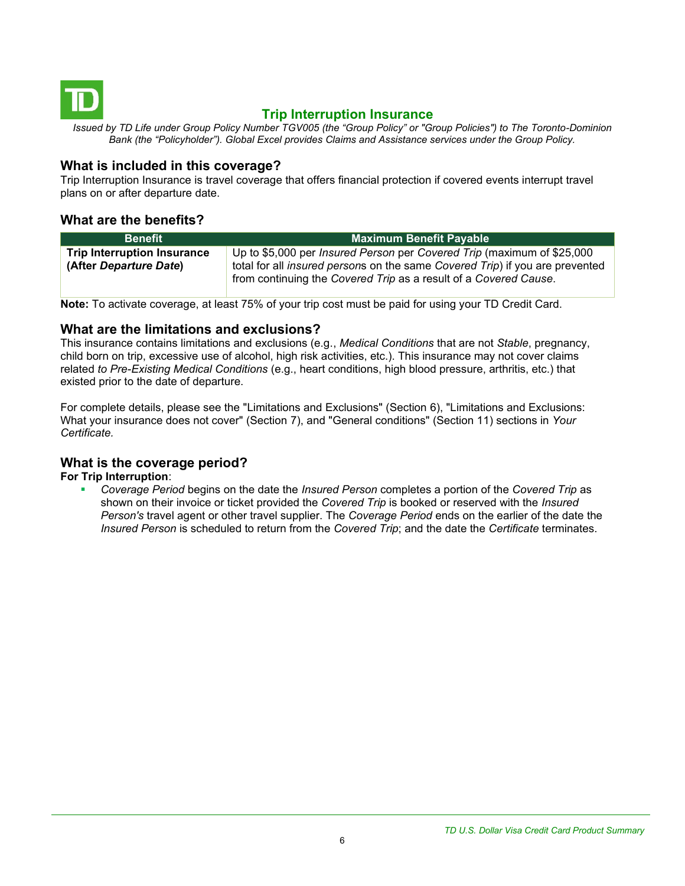# Trip Interruption Insurance

*Issued by TD Life under Group Policy Number TGV005 (the "Group Policy" or "Group Policies") to The Toronto-Dominion Bank (the "Policyholder"). Global Excel provides Claims and Assistance services under the Group Policy.*

## What is included in this coverage?

Trip Interruption Insurance is travel coverage that offers financial protection if covered events interrupt travel plans on or after departure date.

## What are the benefits?

| Benefit | Maximum Benefit Payable |
|---|---|
| **Trip Interruption Insurance (After *Departure Date*)** | Up to $5,000 per *Insured Person* per *Covered Trip* (maximum of $25,000 total for all *insured person*s on the same *Covered Trip*) if you are prevented from continuing the *Covered Trip* as a result of a *Covered Cause*. |

**Note:** To activate coverage, at least 75% of your trip cost must be paid for using your TD Credit Card.

## What are the limitations and exclusions?

This insurance contains limitations and exclusions (e.g., *Medical Conditions* that are not *Stable*, pregnancy, child born on trip, excessive use of alcohol, high risk activities, etc.). This insurance may not cover claims related *to Pre-Existing Medical Conditions* (e.g., heart conditions, high blood pressure, arthritis, etc.) that existed prior to the date of departure.

For complete details, please see the "Limitations and Exclusions" (Section 6), "Limitations and Exclusions: What your insurance does not cover" (Section 7), and "General conditions" (Section 11) sections in *Your Certificate.*

## What is the coverage period?

**For Trip Interruption**:

- *Coverage Period* begins on the date the *Insured Person* completes a portion of the *Covered Trip* as shown on their invoice or ticket provided the *Covered Trip* is booked or reserved with the *Insured Person's* travel agent or other travel supplier. The *Coverage Period* ends on the earlier of the date the *Insured Person* is scheduled to return from the *Covered Trip*; and the date the *Certificate* terminates.